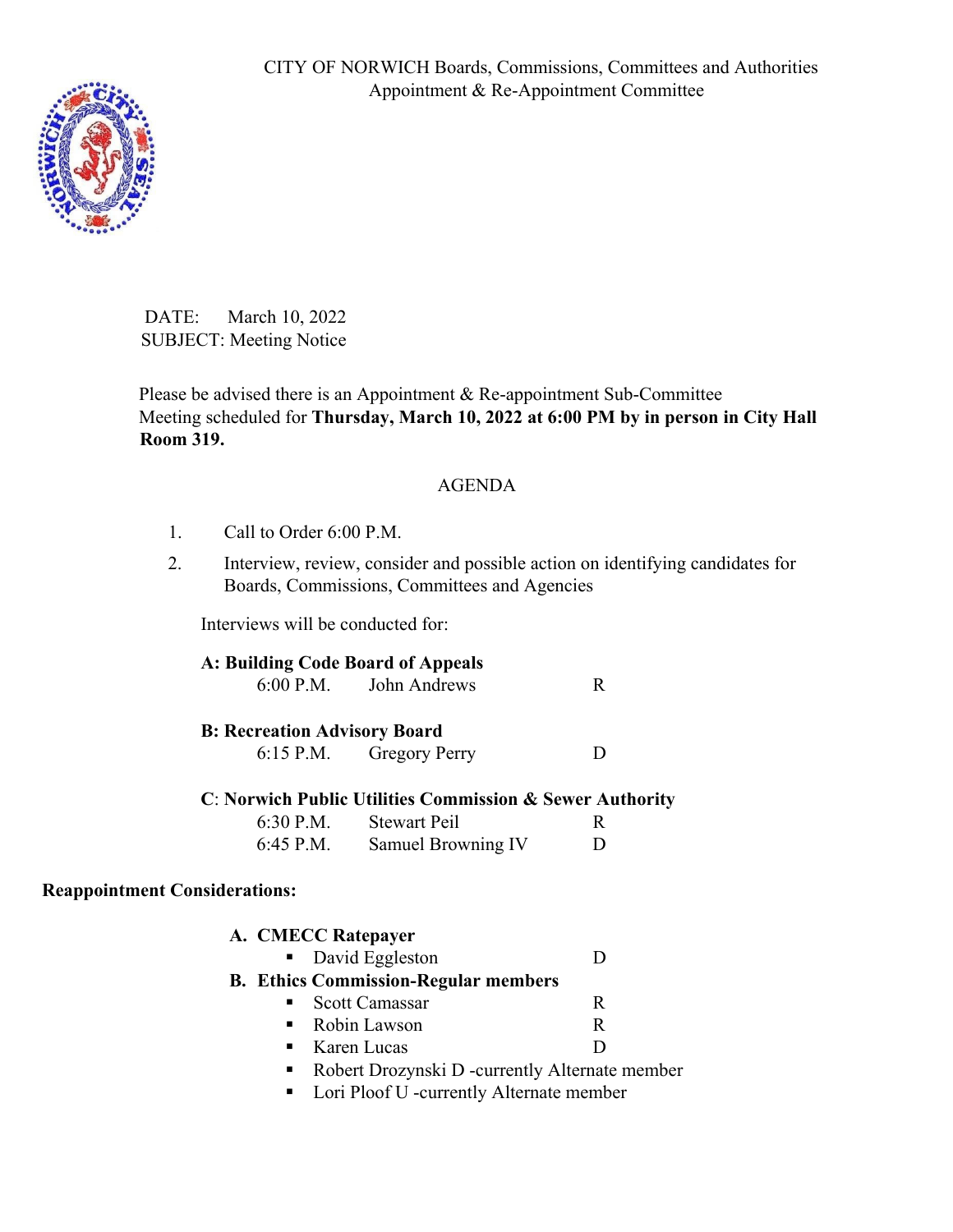CITY OF NORWICH Boards, Commissions, Committees and Authorities
Appointment & Re-Appointment Committee

DATE: March 10, 2022
SUBJECT: Meeting Notice

Please be advised there is an Appointment & Re-appointment Sub-Committee Meeting scheduled for **Thursday, March 10, 2022 at 6:00 PM by in person in City Hall Room 319.**

AGENDA

1. Call to Order 6:00 P.M.
2. Interview, review, consider and possible action on identifying candidates for Boards, Commissions, Committees and Agencies

Interviews will be conducted for:

**A: Building Code Board of Appeals**

| | | |
|---|---|---|
| 6:00 P.M. | John Andrews | R |

**B: Recreation Advisory Board**

| | | |
|---|---|---|
| 6:15 P.M. | Gregory Perry | D |

**C: Norwich Public Utilities Commission & Sewer Authority**

| | | |
|---|---|---|
| 6:30 P.M. | Stewart Peil | R |
| 6:45 P.M. | Samuel Browning IV | D |

**Reappointment Considerations:**

A. **CMECC Ratepayer**
   - David Eggleston D

B. **Ethics Commission-Regular members**
   - Scott Camassar R
   - Robin Lawson R
   - Karen Lucas D
   - Robert Drozynski D -currently Alternate member
   - Lori Ploof U -currently Alternate member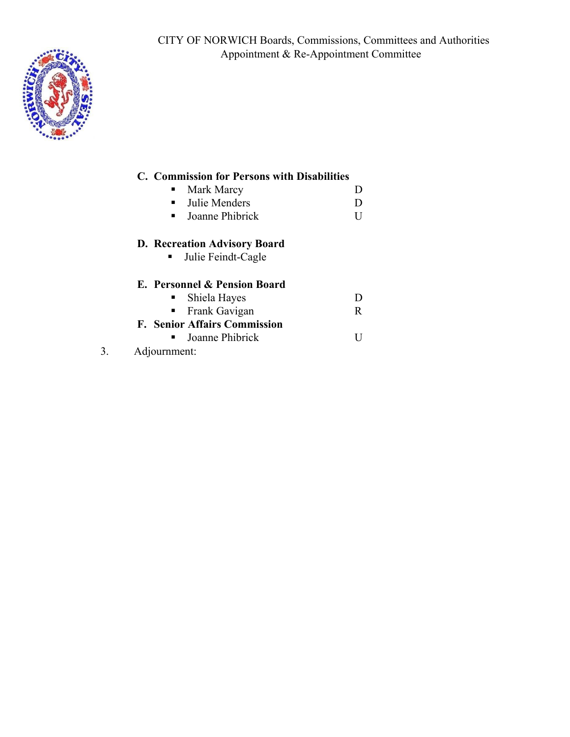CITY OF NORWICH Boards, Commissions, Committees and Authorities
Appointment & Re-Appointment Committee

**C. Commission for Persons with Disabilities**

- Mark Marcy D
- Julie Menders D
- Joanne Phibrick U

**D. Recreation Advisory Board**

- Julie Feindt-Cagle

**E. Personnel & Pension Board**

- Shiela Hayes D
- Frank Gavigan R

**F. Senior Affairs Commission**

- Joanne Phibrick U

3. Adjournment: